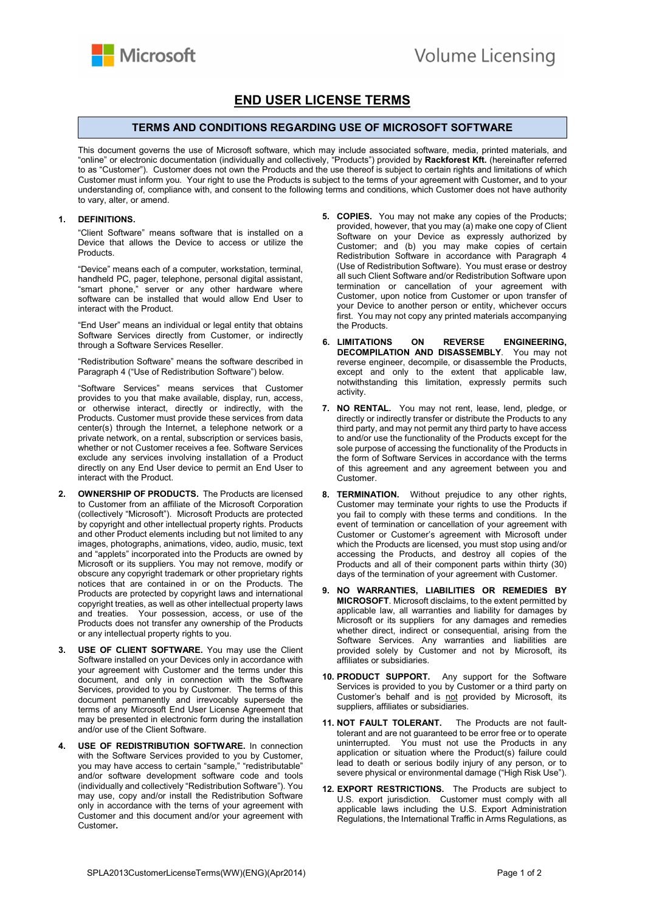# END USER LICENSE TERMS

## TERMS AND CONDITIONS REGARDING USE OF MICROSOFT SOFTWARE

This document governs the use of Microsoft software, which may include associated software, media, printed materials, and "online" or electronic documentation (individually and collectively, "Products") provided by **Rackforest Kft.** (hereinafter referred to as "Customer"). Customer does not own the Products and the use thereof is subject to certain rights and limitations of which Customer must inform you. Your right to use the Products is subject to the terms of your agreement with Customer**,** and to your understanding of, compliance with, and consent to the following terms and conditions, which Customer does not have authority to vary, alter, or amend.

**1. DEFINITIONS.**

"Client Software" means software that is installed on a Device that allows the Device to access or utilize the Products.

"Device" means each of a computer, workstation, terminal, handheld PC, pager, telephone, personal digital assistant, "smart phone," server or any other hardware where software can be installed that would allow End User to interact with the Product.

"End User" means an individual or legal entity that obtains Software Services directly from Customer, or indirectly through a Software Services Reseller.

"Redistribution Software" means the software described in Paragraph 4 ("Use of Redistribution Software") below.

"Software Services" means services that Customer provides to you that make available, display, run, access, or otherwise interact, directly or indirectly, with the Products. Customer must provide these services from data center(s) through the Internet, a telephone network or a private network, on a rental, subscription or services basis, whether or not Customer receives a fee. Software Services exclude any services involving installation of a Product directly on any End User device to permit an End User to interact with the Product.

**2. OWNERSHIP OF PRODUCTS.** The Products are licensed to Customer from an affiliate of the Microsoft Corporation (collectively "Microsoft"). Microsoft Products are protected by copyright and other intellectual property rights. Products and other Product elements including but not limited to any images, photographs, animations, video, audio, music, text and "applets" incorporated into the Products are owned by Microsoft or its suppliers. You may not remove, modify or obscure any copyright trademark or other proprietary rights notices that are contained in or on the Products. The Products are protected by copyright laws and international copyright treaties, as well as other intellectual property laws and treaties. Your possession, access, or use of the Products does not transfer any ownership of the Products or any intellectual property rights to you.

**3. USE OF CLIENT SOFTWARE.** You may use the Client Software installed on your Devices only in accordance with your agreement with Customer and the terms under this document, and only in connection with the Software Services, provided to you by Customer. The terms of this document permanently and irrevocably supersede the terms of any Microsoft End User License Agreement that may be presented in electronic form during the installation and/or use of the Client Software.

**4. USE OF REDISTRIBUTION SOFTWARE.** In connection with the Software Services provided to you by Customer, you may have access to certain "sample," "redistributable" and/or software development software code and tools (individually and collectively "Redistribution Software"). You may use, copy and/or install the Redistribution Software only in accordance with the terns of your agreement with Customer and this document and/or your agreement with Customer**.**

**5. COPIES.** You may not make any copies of the Products; provided, however, that you may (a) make one copy of Client Software on your Device as expressly authorized by Customer; and (b) you may make copies of certain Redistribution Software in accordance with Paragraph 4 (Use of Redistribution Software). You must erase or destroy all such Client Software and/or Redistribution Software upon termination or cancellation of your agreement with Customer, upon notice from Customer or upon transfer of your Device to another person or entity, whichever occurs first. You may not copy any printed materials accompanying the Products.

**6. LIMITATIONS ON REVERSE ENGINEERING, DECOMPILATION AND DISASSEMBLY**. You may not reverse engineer, decompile, or disassemble the Products, except and only to the extent that applicable law, notwithstanding this limitation, expressly permits such activity.

**7. NO RENTAL.** You may not rent, lease, lend, pledge, or directly or indirectly transfer or distribute the Products to any third party, and may not permit any third party to have access to and/or use the functionality of the Products except for the sole purpose of accessing the functionality of the Products in the form of Software Services in accordance with the terms of this agreement and any agreement between you and Customer.

**8. TERMINATION.** Without prejudice to any other rights, Customer may terminate your rights to use the Products if you fail to comply with these terms and conditions. In the event of termination or cancellation of your agreement with Customer or Customer's agreement with Microsoft under which the Products are licensed, you must stop using and/or accessing the Products, and destroy all copies of the Products and all of their component parts within thirty (30) days of the termination of your agreement with Customer.

**9. NO WARRANTIES, LIABILITIES OR REMEDIES BY MICROSOFT**. Microsoft disclaims, to the extent permitted by applicable law, all warranties and liability for damages by Microsoft or its suppliers for any damages and remedies whether direct, indirect or consequential, arising from the Software Services. Any warranties and liabilities are provided solely by Customer and not by Microsoft, its affiliates or subsidiaries.

**10. PRODUCT SUPPORT.** Any support for the Software Services is provided to you by Customer or a third party on Customer's behalf and is not provided by Microsoft, its suppliers, affiliates or subsidiaries.

**11. NOT FAULT TOLERANT.** The Products are not fault-tolerant and are not guaranteed to be error free or to operate uninterrupted. You must not use the Products in any application or situation where the Product(s) failure could lead to death or serious bodily injury of any person, or to severe physical or environmental damage ("High Risk Use").

**12. EXPORT RESTRICTIONS.** The Products are subject to U.S. export jurisdiction. Customer must comply with all applicable laws including the U.S. Export Administration Regulations, the International Traffic in Arms Regulations, as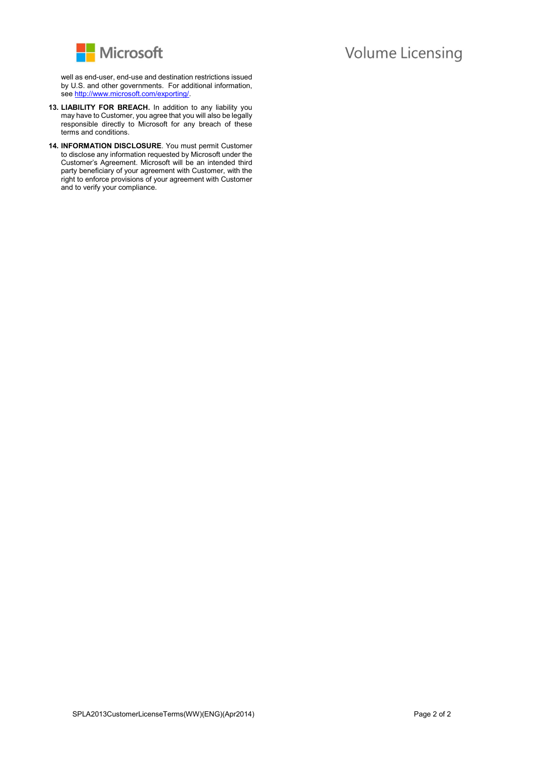well as end-user, end-use and destination restrictions issued by U.S. and other governments. For additional information, see http://www.microsoft.com/exporting/.

13. **LIABILITY FOR BREACH.** In addition to any liability you may have to Customer, you agree that you will also be legally responsible directly to Microsoft for any breach of these terms and conditions.

14. **INFORMATION DISCLOSURE**. You must permit Customer to disclose any information requested by Microsoft under the Customer's Agreement. Microsoft will be an intended third party beneficiary of your agreement with Customer, with the right to enforce provisions of your agreement with Customer and to verify your compliance.